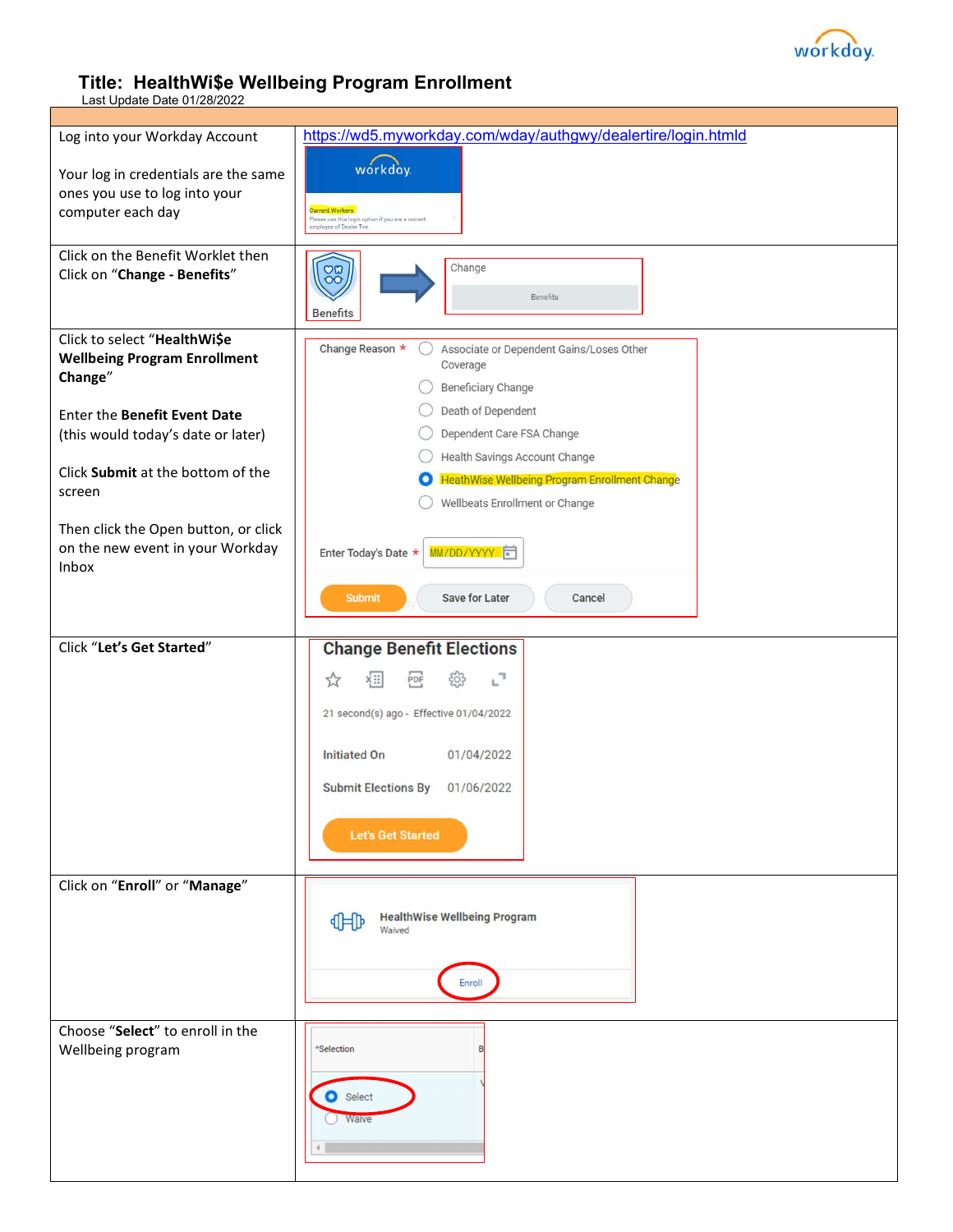# Title: HealthWi$e Wellbeing Program Enrollment

Last Update Date 01/28/2022

| | |
|---|---|
| Log into your Workday Account<br><br>Your log in credentials are the same ones you use to log into your computer each day | https://wd5.myworkday.com/wday/authgwy/dealertire/login.htmld<br><br>workday<br>Current Workers<br>Please use this login option if you are a current employee of Dealer Tire |
| Click on the Benefit Worklet then Click on "**Change - Benefits**" | Benefits → Change<br>Benefits |
| Click to select "**HealthWi$e Wellbeing Program Enrollment Change**"<br><br>Enter the **Benefit Event Date** (this would today's date or later)<br><br>Click **Submit** at the bottom of the screen<br><br>Then click the Open button, or click on the new event in your Workday Inbox | Change Reason *<br>Associate or Dependent Gains/Loses Other Coverage<br>Beneficiary Change<br>Death of Dependent<br>Dependent Care FSA Change<br>Health Savings Account Change<br>HeathWise Wellbeing Program Enrollment Change<br>Wellbeats Enrollment or Change<br><br>Enter Today's Date * MM/DD/YYYY<br><br>Submit / Save for Later / Cancel |
| Click "**Let's Get Started**" | Change Benefit Elections<br>21 second(s) ago - Effective 01/04/2022<br>Initiated On 01/04/2022<br>Submit Elections By 01/06/2022<br>Let's Get Started |
| Click on "**Enroll**" or "**Manage**" | HealthWise Wellbeing Program<br>Waived<br>Enroll |
| Choose "**Select**" to enroll in the Wellbeing program | *Selection<br>Select<br>Waive |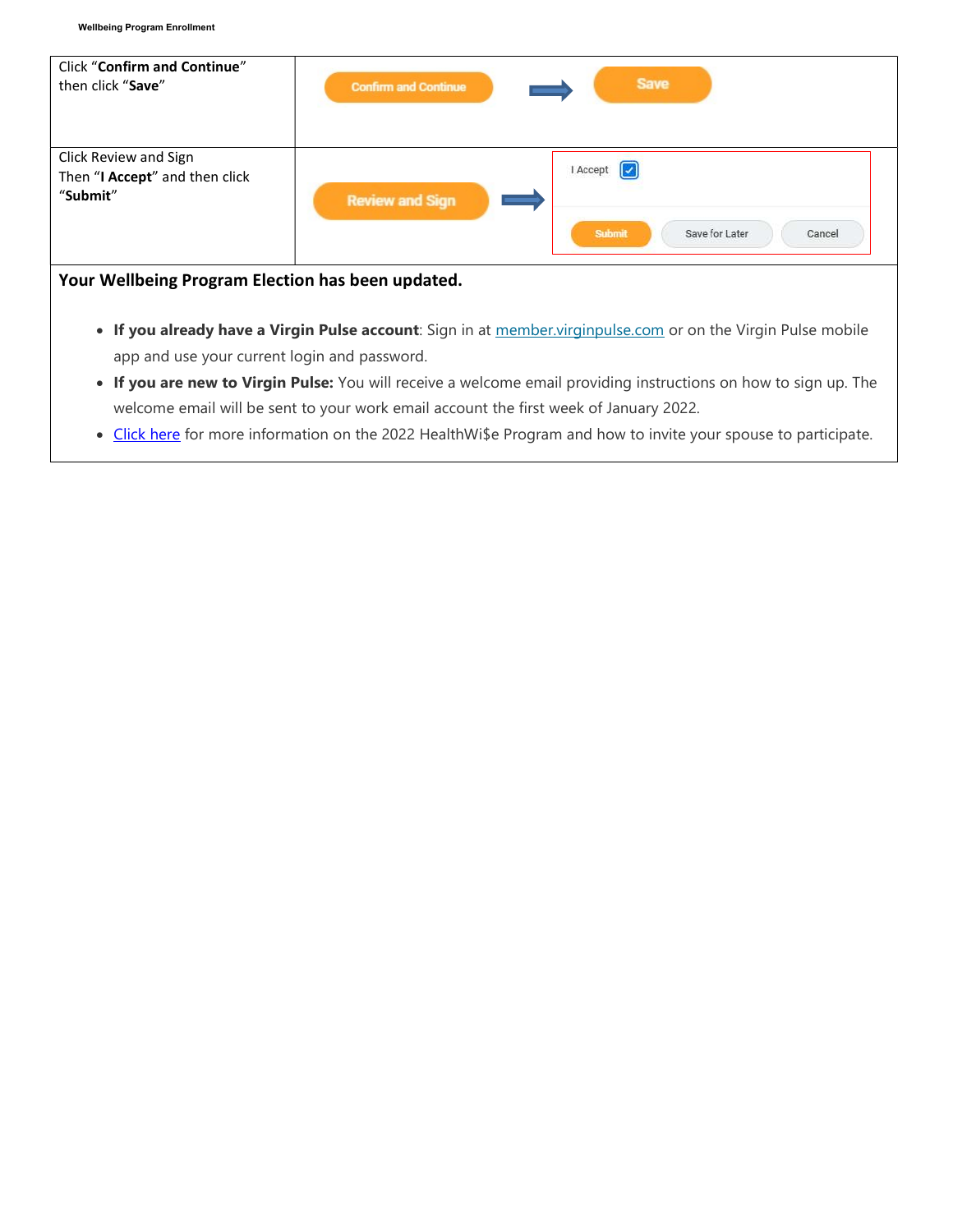| | |
|---|---|
| Click “**Confirm and Continue**” then click “**Save**” | Confirm and Continue → Save |
| Click Review and Sign Then “**I Accept**” and then click “**Submit**” | Review and Sign → I Accept ☑ Submit Save for Later Cancel |

**Your Wellbeing Program Election has been updated.**

- **If you already have a Virgin Pulse account**: Sign in at member.virginpulse.com or on the Virgin Pulse mobile app and use your current login and password.
- **If you are new to Virgin Pulse:** You will receive a welcome email providing instructions on how to sign up. The welcome email will be sent to your work email account the first week of January 2022.
- Click here for more information on the 2022 HealthWi$e Program and how to invite your spouse to participate.